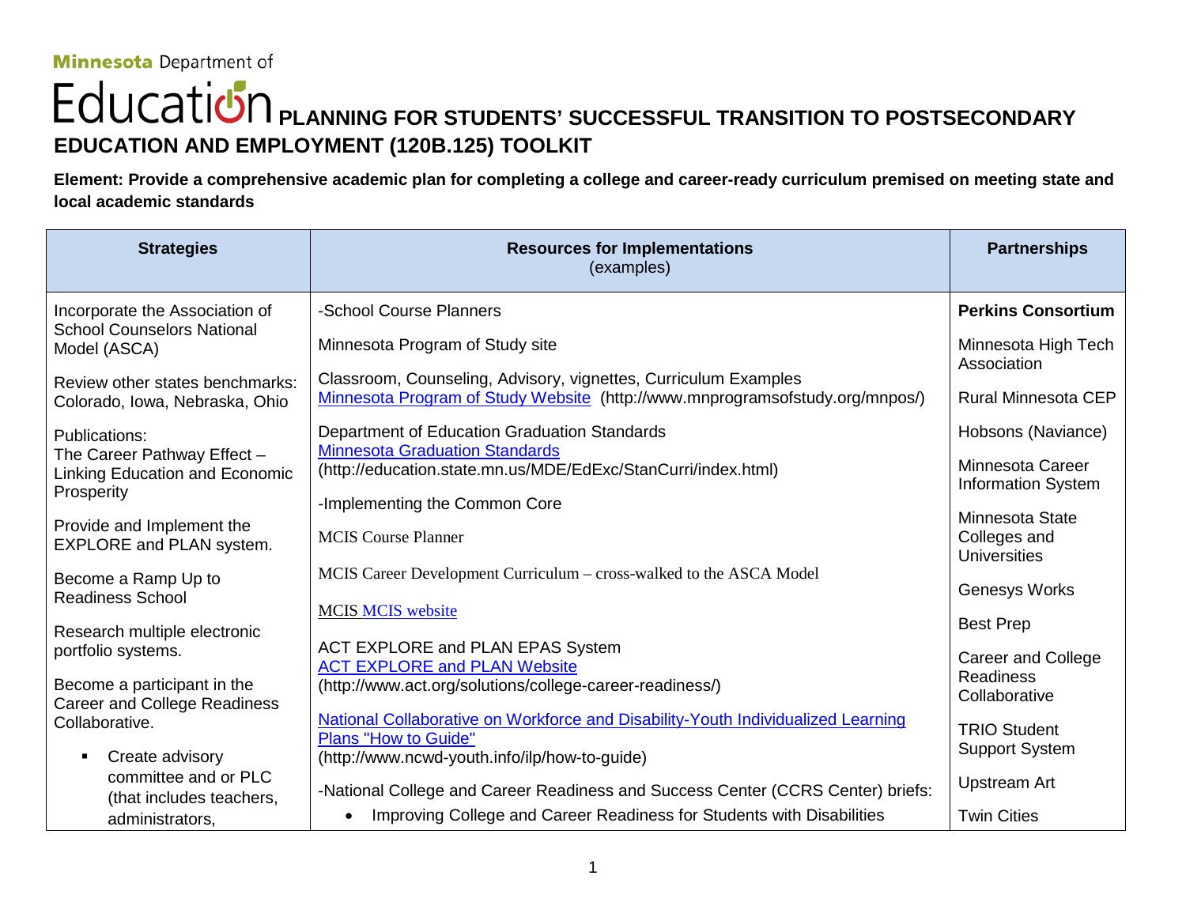Minnesota Department of Education

# PLANNING FOR STUDENTS' SUCCESSFUL TRANSITION TO POSTSECONDARY EDUCATION AND EMPLOYMENT (120B.125) TOOLKIT

**Element: Provide a comprehensive academic plan for completing a college and career-ready curriculum premised on meeting state and local academic standards**

| Strategies | Resources for Implementations (examples) | Partnerships |
|---|---|---|
| Incorporate the Association of School Counselors National Model (ASCA)<br><br>Review other states benchmarks: Colorado, Iowa, Nebraska, Ohio<br><br>Publications:<br>The Career Pathway Effect – Linking Education and Economic Prosperity<br><br>Provide and Implement the EXPLORE and PLAN system.<br><br>Become a Ramp Up to Readiness School<br><br>Research multiple electronic portfolio systems.<br><br>Become a participant in the Career and College Readiness Collaborative.<br><br>▪ Create advisory committee and or PLC (that includes teachers, administrators, | -School Course Planners<br><br>Minnesota Program of Study site<br><br>Classroom, Counseling, Advisory, vignettes, Curriculum Examples<br>[Minnesota Program of Study Website](http://www.mnprogramsofstudy.org/mnpos/) (http://www.mnprogramsofstudy.org/mnpos/)<br><br>Department of Education Graduation Standards<br>[Minnesota Graduation Standards](http://education.state.mn.us/MDE/EdExc/StanCurri/index.html) (http://education.state.mn.us/MDE/EdExc/StanCurri/index.html)<br><br>-Implementing the Common Core<br><br>MCIS Course Planner<br><br>MCIS Career Development Curriculum – cross-walked to the ASCA Model<br><br>MCIS [MCIS website]()<br><br>ACT EXPLORE and PLAN EPAS System<br>[ACT EXPLORE and PLAN Website](http://www.act.org/solutions/college-career-readiness/)<br>(http://www.act.org/solutions/college-career-readiness/)<br><br>[National Collaborative on Workforce and Disability-Youth Individualized Learning Plans "How to Guide"](http://www.ncwd-youth.info/ilp/how-to-guide)<br>(http://www.ncwd-youth.info/ilp/how-to-guide)<br><br>-National College and Career Readiness and Success Center (CCRS Center) briefs:<br>• Improving College and Career Readiness for Students with Disabilities | **Perkins Consortium**<br><br>Minnesota High Tech Association<br><br>Rural Minnesota CEP<br><br>Hobsons (Naviance)<br><br>Minnesota Career Information System<br><br>Minnesota State Colleges and Universities<br><br>Genesys Works<br><br>Best Prep<br><br>Career and College Readiness Collaborative<br><br>TRIO Student Support System<br><br>Upstream Art<br><br>Twin Cities |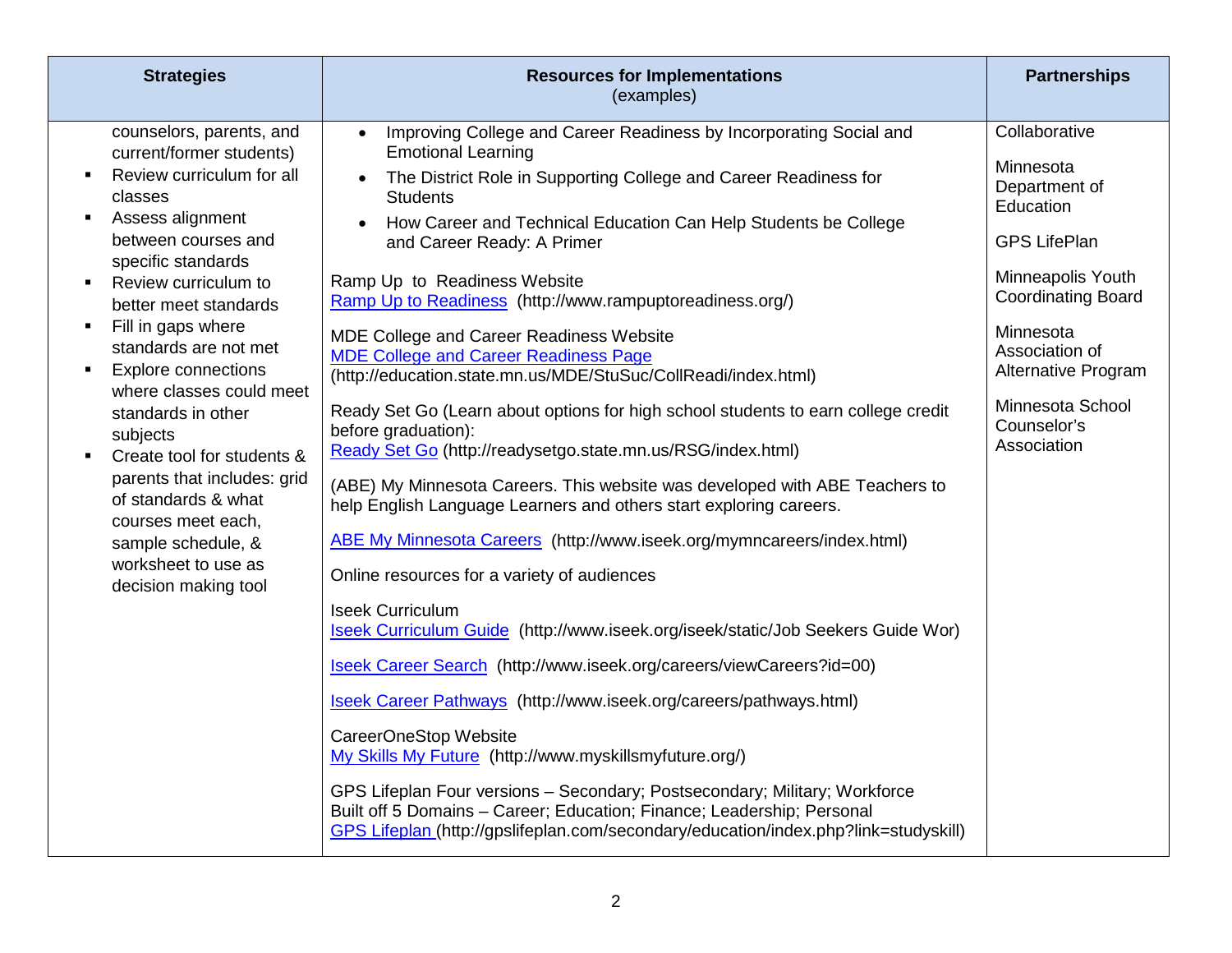| Strategies | Resources for Implementations<br>(examples) | Partnerships |
|---|---|---|
| counselors, parents, and current/former students)<br>▪ Review curriculum for all classes<br>▪ Assess alignment between courses and specific standards<br>▪ Review curriculum to better meet standards<br>▪ Fill in gaps where standards are not met<br>▪ Explore connections where classes could meet standards in other subjects<br>▪ Create tool for students & parents that includes: grid of standards & what courses meet each, sample schedule, & worksheet to use as decision making tool | • Improving College and Career Readiness by Incorporating Social and Emotional Learning<br>• The District Role in Supporting College and Career Readiness for Students<br>• How Career and Technical Education Can Help Students be College and Career Ready: A Primer<br><br>Ramp Up to Readiness Website<br>Ramp Up to Readiness (http://www.rampuptoreadiness.org/)<br><br>MDE College and Career Readiness Website<br>MDE College and Career Readiness Page (http://education.state.mn.us/MDE/StuSuc/CollReadi/index.html)<br><br>Ready Set Go (Learn about options for high school students to earn college credit before graduation):<br>Ready Set Go (http://readysetgo.state.mn.us/RSG/index.html)<br><br>(ABE) My Minnesota Careers. This website was developed with ABE Teachers to help English Language Learners and others start exploring careers.<br><br>ABE My Minnesota Careers (http://www.iseek.org/mymncareers/index.html)<br><br>Online resources for a variety of audiences<br><br>Iseek Curriculum<br>Iseek Curriculum Guide (http://www.iseek.org/iseek/static/Job Seekers Guide Wor)<br><br>Iseek Career Search (http://www.iseek.org/careers/viewCareers?id=00)<br><br>Iseek Career Pathways (http://www.iseek.org/careers/pathways.html)<br><br>CareerOneStop Website<br>My Skills My Future (http://www.myskillsmyfuture.org/)<br><br>GPS Lifeplan Four versions – Secondary; Postsecondary; Military; Workforce<br>Built off 5 Domains – Career; Education; Finance; Leadership; Personal<br>GPS Lifeplan (http://gpslifeplan.com/secondary/education/index.php?link=studyskill) | Collaborative<br><br>Minnesota Department of Education<br><br>GPS LifePlan<br><br>Minneapolis Youth Coordinating Board<br><br>Minnesota Association of Alternative Program<br><br>Minnesota School Counselor's Association |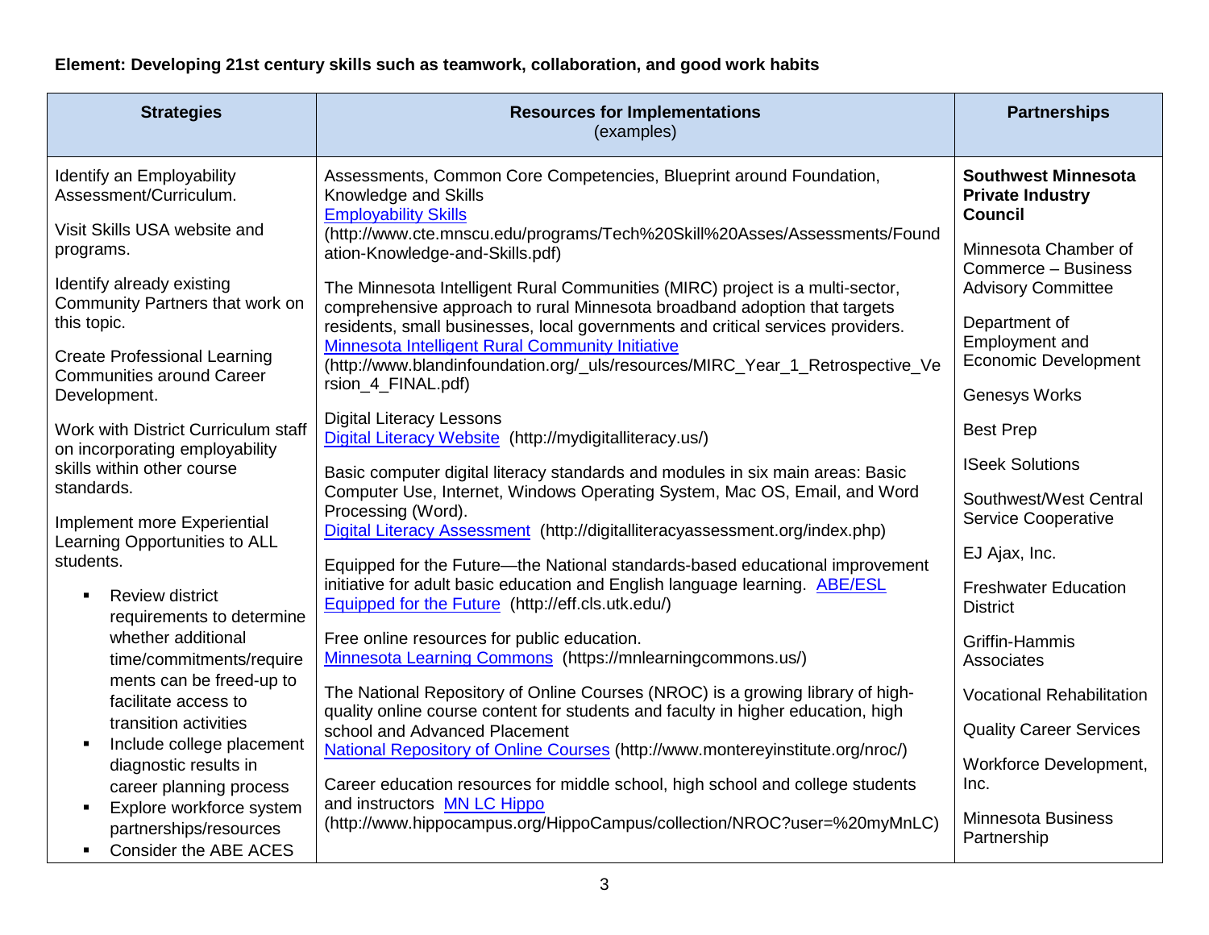**Element: Developing 21st century skills such as teamwork, collaboration, and good work habits**

| Strategies | Resources for Implementations (examples) | Partnerships |
|---|---|---|
| Identify an Employability Assessment/Curriculum.<br><br>Visit Skills USA website and programs.<br><br>Identify already existing Community Partners that work on this topic.<br><br>Create Professional Learning Communities around Career Development.<br><br>Work with District Curriculum staff on incorporating employability skills within other course standards.<br><br>Implement more Experiential Learning Opportunities to ALL students.<br>▪ Review district requirements to determine whether additional time/commitments/requirements can be freed-up to facilitate access to transition activities<br>▪ Include college placement diagnostic results in career planning process<br>▪ Explore workforce system partnerships/resources<br>▪ Consider the ABE ACES | Assessments, Common Core Competencies, Blueprint around Foundation, Knowledge and Skills<br>Employability Skills (http://www.cte.mnscu.edu/programs/Tech%20Skill%20Asses/Assessments/Foundation-Knowledge-and-Skills.pdf)<br><br>The Minnesota Intelligent Rural Communities (MIRC) project is a multi-sector, comprehensive approach to rural Minnesota broadband adoption that targets residents, small businesses, local governments and critical services providers.<br>Minnesota Intelligent Rural Community Initiative (http://www.blandinfoundation.org/_uls/resources/MIRC_Year_1_Retrospective_Version_4_FINAL.pdf)<br><br>Digital Literacy Lessons<br>Digital Literacy Website (http://mydigitalliteracy.us/)<br><br>Basic computer digital literacy standards and modules in six main areas: Basic Computer Use, Internet, Windows Operating System, Mac OS, Email, and Word Processing (Word).<br>Digital Literacy Assessment (http://digitalliteracyassessment.org/index.php)<br><br>Equipped for the Future—the National standards-based educational improvement initiative for adult basic education and English language learning. ABE/ESL Equipped for the Future (http://eff.cls.utk.edu/)<br><br>Free online resources for public education.<br>Minnesota Learning Commons (https://mnlearningcommons.us/)<br><br>The National Repository of Online Courses (NROC) is a growing library of high-quality online course content for students and faculty in higher education, high school and Advanced Placement<br>National Repository of Online Courses (http://www.montereyinstitute.org/nroc/)<br><br>Career education resources for middle school, high school and college students and instructors MN LC Hippo (http://www.hippocampus.org/HippoCampus/collection/NROC?user=%20myMnLC) | **Southwest Minnesota Private Industry Council**<br><br>Minnesota Chamber of Commerce – Business Advisory Committee<br><br>Department of Employment and Economic Development<br><br>Genesys Works<br><br>Best Prep<br><br>ISeek Solutions<br><br>Southwest/West Central Service Cooperative<br><br>EJ Ajax, Inc.<br><br>Freshwater Education District<br><br>Griffin-Hammis Associates<br><br>Vocational Rehabilitation<br><br>Quality Career Services<br><br>Workforce Development, Inc.<br><br>Minnesota Business Partnership |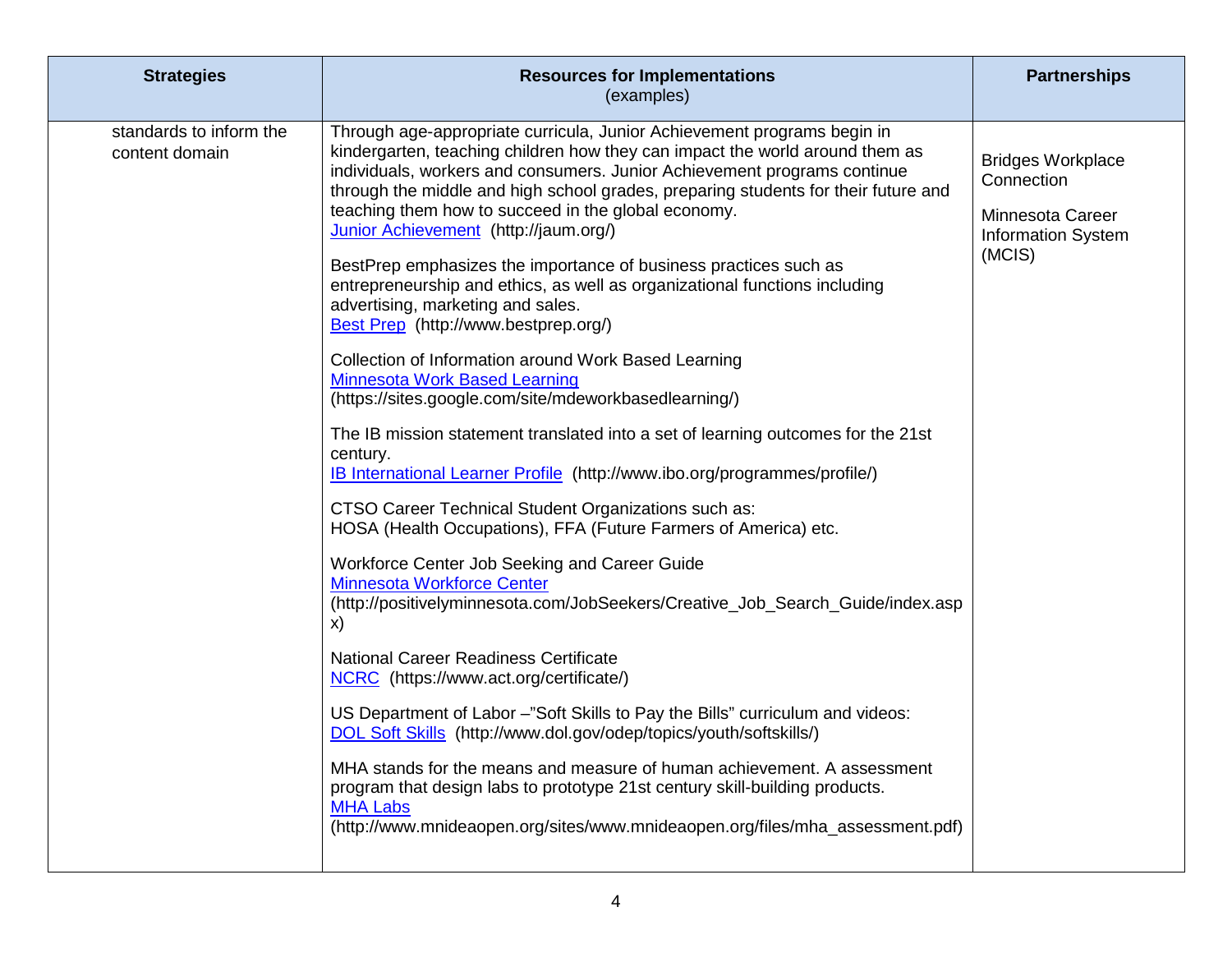| Strategies | Resources for Implementations (examples) | Partnerships |
|---|---|---|
| standards to inform the content domain | Through age-appropriate curricula, Junior Achievement programs begin in kindergarten, teaching children how they can impact the world around them as individuals, workers and consumers. Junior Achievement programs continue through the middle and high school grades, preparing students for their future and teaching them how to succeed in the global economy.<br>Junior Achievement (http://jaum.org/)<br><br>BestPrep emphasizes the importance of business practices such as entrepreneurship and ethics, as well as organizational functions including advertising, marketing and sales.<br>Best Prep (http://www.bestprep.org/)<br><br>Collection of Information around Work Based Learning<br>Minnesota Work Based Learning<br>(https://sites.google.com/site/mdeworkbasedlearning/)<br><br>The IB mission statement translated into a set of learning outcomes for the 21st century.<br>IB International Learner Profile (http://www.ibo.org/programmes/profile/)<br><br>CTSO Career Technical Student Organizations such as:<br>HOSA (Health Occupations), FFA (Future Farmers of America) etc.<br><br>Workforce Center Job Seeking and Career Guide<br>Minnesota Workforce Center<br>(http://positivelyminnesota.com/JobSeekers/Creative_Job_Search_Guide/index.aspx)<br><br>National Career Readiness Certificate<br>NCRC (https://www.act.org/certificate/)<br><br>US Department of Labor –"Soft Skills to Pay the Bills" curriculum and videos:<br>DOL Soft Skills (http://www.dol.gov/odep/topics/youth/softskills/)<br><br>MHA stands for the means and measure of human achievement. A assessment program that design labs to prototype 21st century skill-building products.<br>MHA Labs<br>(http://www.mnideaopen.org/sites/www.mnideaopen.org/files/mha_assessment.pdf) | Bridges Workplace Connection<br><br>Minnesota Career Information System (MCIS) |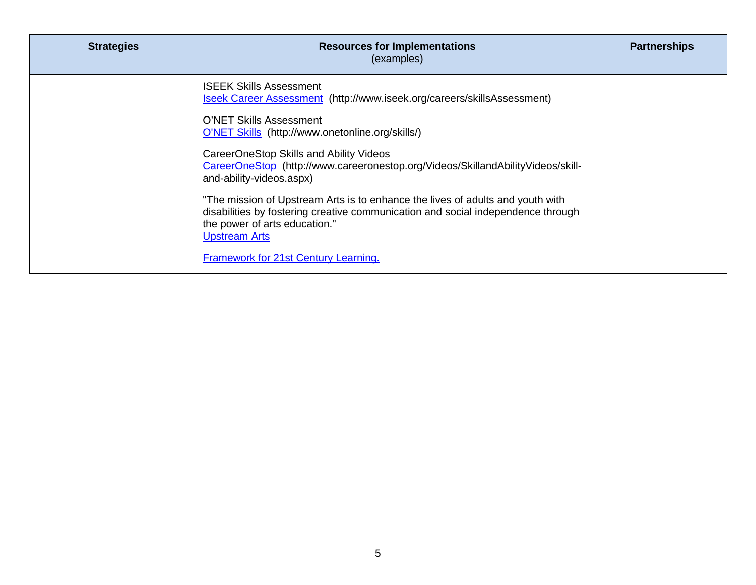| **Strategies** | **Resources for Implementations** (examples) | **Partnerships** |
|---|---|---|
| | ISEEK Skills Assessment<br>Iseek Career Assessment (http://www.iseek.org/careers/skillsAssessment)<br><br>O'NET Skills Assessment<br>O'NET Skills (http://www.onetonline.org/skills/)<br><br>CareerOneStop Skills and Ability Videos<br>CareerOneStop (http://www.careeronestop.org/Videos/SkillandAbilityVideos/skill-and-ability-videos.aspx)<br><br>"The mission of Upstream Arts is to enhance the lives of adults and youth with disabilities by fostering creative communication and social independence through the power of arts education."<br>Upstream Arts<br><br>Framework for 21st Century Learning. | |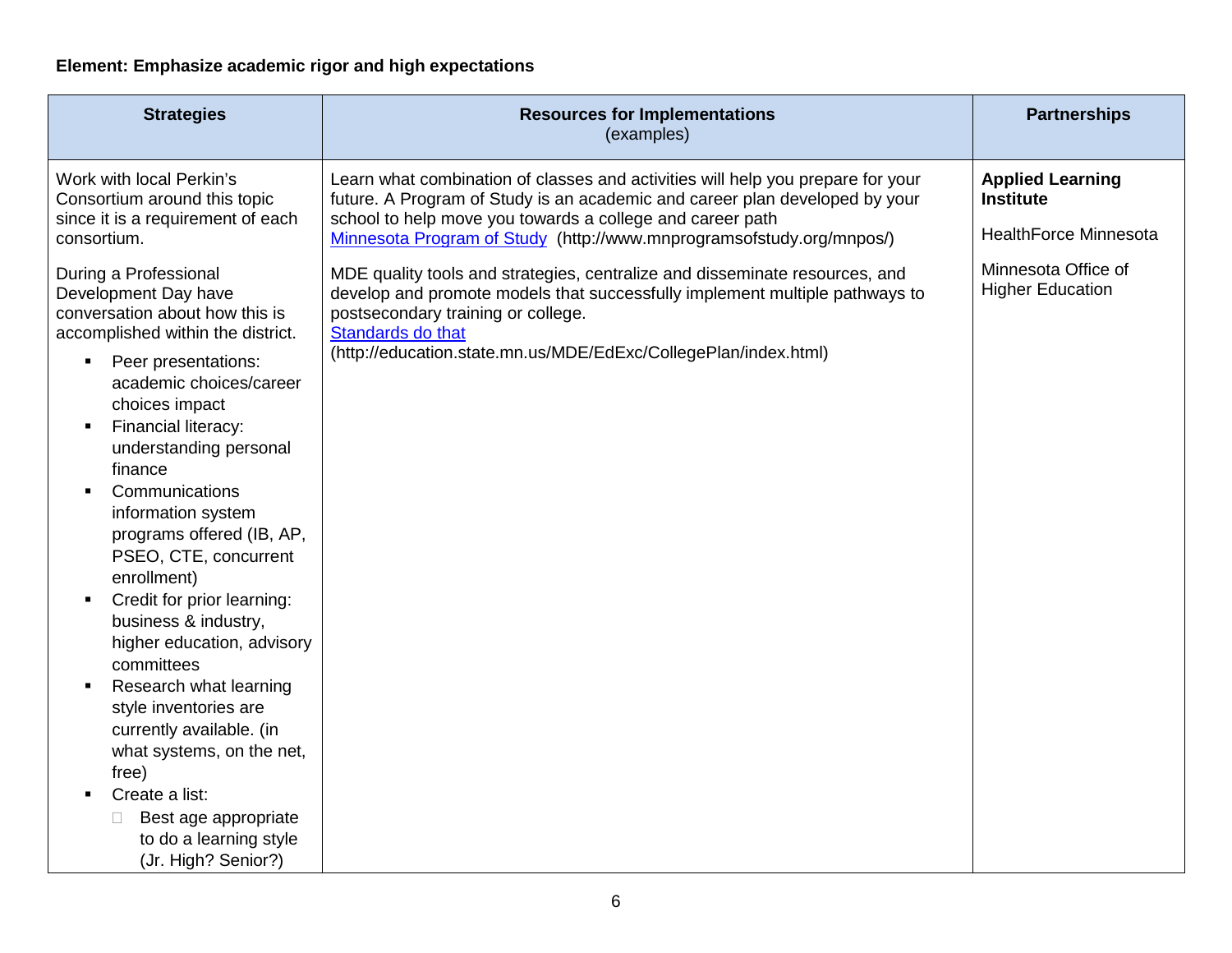**Element: Emphasize academic rigor and high expectations**

| Strategies | Resources for Implementations (examples) | Partnerships |
|---|---|---|
| Work with local Perkin's Consortium around this topic since it is a requirement of each consortium.<br><br>During a Professional Development Day have conversation about how this is accomplished within the district.<br>▪ Peer presentations: academic choices/career choices impact<br>▪ Financial literacy: understanding personal finance<br>▪ Communications information system programs offered (IB, AP, PSEO, CTE, concurrent enrollment)<br>▪ Credit for prior learning: business & industry, higher education, advisory committees<br>▪ Research what learning style inventories are currently available. (in what systems, on the net, free)<br>▪ Create a list:<br>&nbsp;&nbsp;&nbsp;&nbsp;◦ Best age appropriate to do a learning style (Jr. High? Senior?) | Learn what combination of classes and activities will help you prepare for your future. A Program of Study is an academic and career plan developed by your school to help move you towards a college and career path [Minnesota Program of Study](http://www.mnprogramsofstudy.org/mnpos/) (http://www.mnprogramsofstudy.org/mnpos/)<br><br>MDE quality tools and strategies, centralize and disseminate resources, and develop and promote models that successfully implement multiple pathways to postsecondary training or college.<br>[Standards do that](http://education.state.mn.us/MDE/EdExc/CollegePlan/index.html)<br>(http://education.state.mn.us/MDE/EdExc/CollegePlan/index.html) | **Applied Learning Institute**<br><br>HealthForce Minnesota<br><br>Minnesota Office of Higher Education |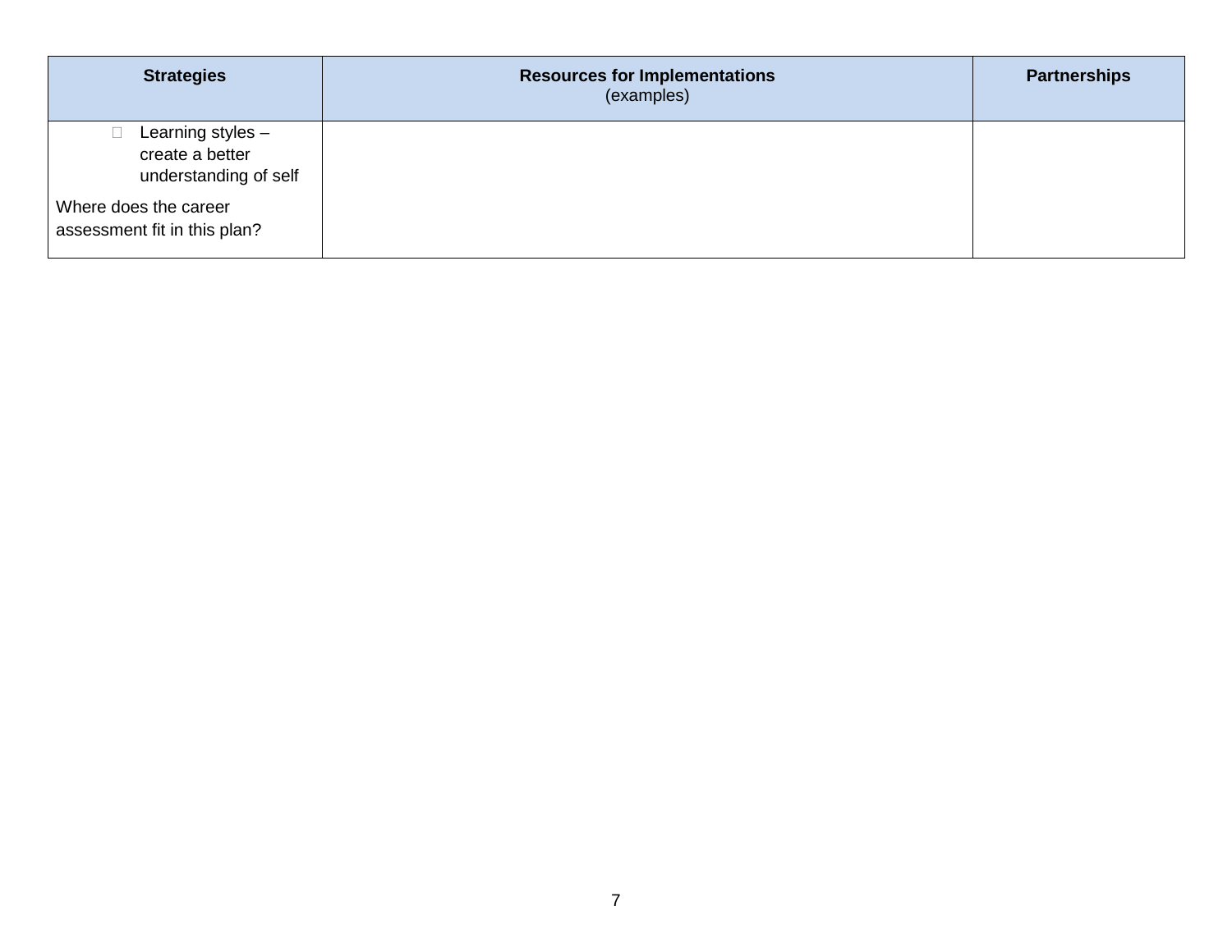| Strategies | Resources for Implementations (examples) | Partnerships |
|---|---|---|
| - Learning styles – create a better understanding of self<br><br>Where does the career assessment fit in this plan? | | |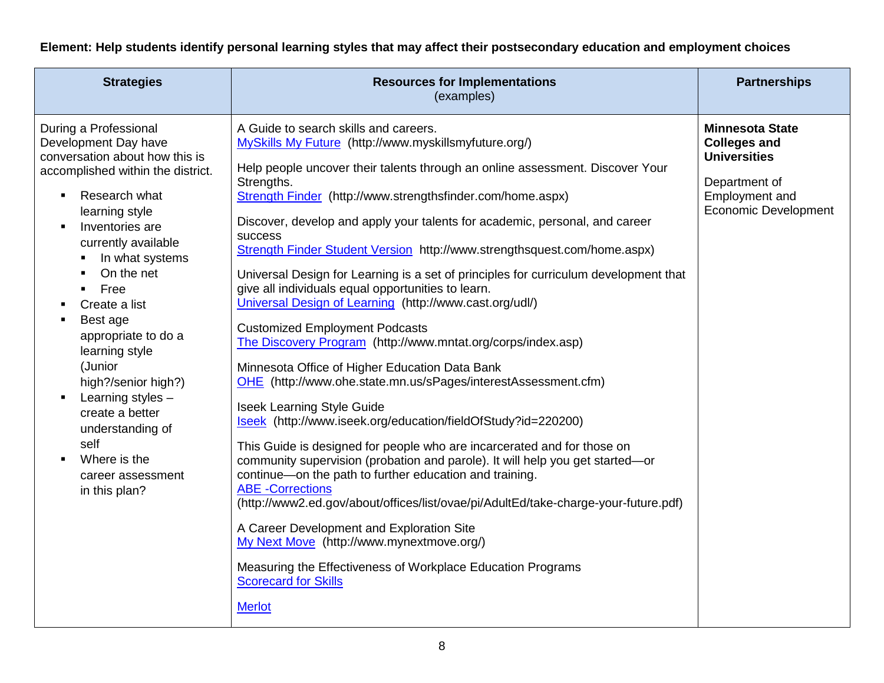**Element: Help students identify personal learning styles that may affect their postsecondary education and employment choices**

| Strategies | Resources for Implementations (examples) | Partnerships |
|---|---|---|
| During a Professional Development Day have conversation about how this is accomplished within the district.<br><br>▪ Research what learning style<br>▪ Inventories are currently available<br>&nbsp;&nbsp;▪ In what systems<br>&nbsp;&nbsp;▪ On the net<br>&nbsp;&nbsp;▪ Free<br>▪ Create a list<br>▪ Best age appropriate to do a learning style (Junior high?/senior high?)<br>▪ Learning styles – create a better understanding of self<br>▪ Where is the career assessment in this plan? | A Guide to search skills and careers.<br>MySkills My Future (http://www.myskillsmyfuture.org/)<br><br>Help people uncover their talents through an online assessment. Discover Your Strengths.<br>Strength Finder (http://www.strengthsfinder.com/home.aspx)<br><br>Discover, develop and apply your talents for academic, personal, and career success<br>Strength Finder Student Version http://www.strengthsquest.com/home.aspx)<br><br>Universal Design for Learning is a set of principles for curriculum development that give all individuals equal opportunities to learn.<br>Universal Design of Learning (http://www.cast.org/udl/)<br><br>Customized Employment Podcasts<br>The Discovery Program (http://www.mntat.org/corps/index.asp)<br><br>Minnesota Office of Higher Education Data Bank<br>OHE (http://www.ohe.state.mn.us/sPages/interestAssessment.cfm)<br><br>Iseek Learning Style Guide<br>Iseek (http://www.iseek.org/education/fieldOfStudy?id=220200)<br><br>This Guide is designed for people who are incarcerated and for those on community supervision (probation and parole). It will help you get started—or continue—on the path to further education and training.<br>ABE -Corrections<br>(http://www2.ed.gov/about/offices/list/ovae/pi/AdultEd/take-charge-your-future.pdf)<br><br>A Career Development and Exploration Site<br>My Next Move (http://www.mynextmove.org/)<br><br>Measuring the Effectiveness of Workplace Education Programs<br>Scorecard for Skills<br><br>Merlot | **Minnesota State Colleges and Universities**<br><br>Department of Employment and Economic Development |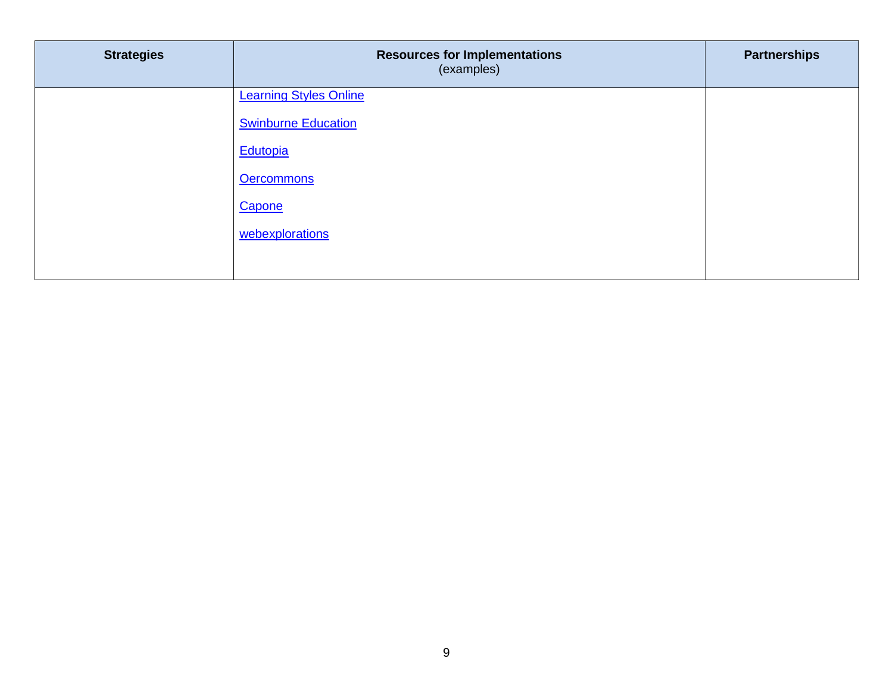| **Strategies** | **Resources for Implementations** (examples) | **Partnerships** |
|---|---|---|
| | Learning Styles Online<br><br>Swinburne Education<br><br>Edutopia<br><br>Oercommons<br><br>Capone<br><br>webexplorations | |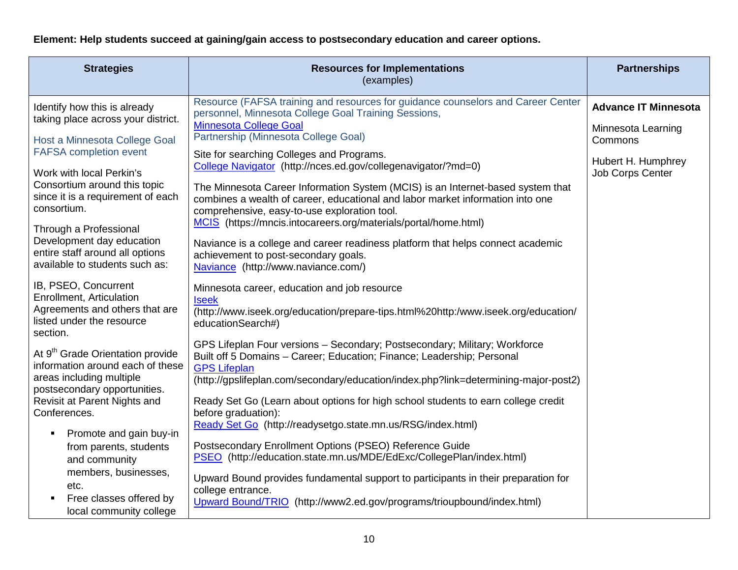**Element: Help students succeed at gaining/gain access to postsecondary education and career options.**

| Strategies | Resources for Implementations (examples) | Partnerships |
|---|---|---|
| Identify how this is already taking place across your district.<br><br>Host a Minnesota College Goal FAFSA completion event<br><br>Work with local Perkin's Consortium around this topic since it is a requirement of each consortium.<br><br>Through a Professional Development day education entire staff around all options available to students such as:<br><br>IB, PSEO, Concurrent Enrollment, Articulation Agreements and others that are listed under the resource section.<br><br>At 9th Grade Orientation provide information around each of these areas including multiple postsecondary opportunities. Revisit at Parent Nights and Conferences.<br><br>▪ Promote and gain buy-in from parents, students and community members, businesses, etc.<br>▪ Free classes offered by local community college | Resource (FAFSA training and resources for guidance counselors and Career Center personnel, Minnesota College Goal Training Sessions, Minnesota College Goal Partnership (Minnesota College Goal)<br><br>Site for searching Colleges and Programs.<br>College Navigator (http://nces.ed.gov/collegenavigator/?md=0)<br><br>The Minnesota Career Information System (MCIS) is an Internet-based system that combines a wealth of career, educational and labor market information into one comprehensive, easy-to-use exploration tool.<br>MCIS (https://mncis.intocareers.org/materials/portal/home.html)<br><br>Naviance is a college and career readiness platform that helps connect academic achievement to post-secondary goals.<br>Naviance (http://www.naviance.com/)<br><br>Minnesota career, education and job resource<br>Iseek<br>(http://www.iseek.org/education/prepare-tips.html%20http:/www.iseek.org/education/educationSearch#)<br><br>GPS Lifeplan Four versions – Secondary; Postsecondary; Military; Workforce<br>Built off 5 Domains – Career; Education; Finance; Leadership; Personal<br>GPS Lifeplan<br>(http://gpslifeplan.com/secondary/education/index.php?link=determining-major-post2)<br><br>Ready Set Go (Learn about options for high school students to earn college credit before graduation):<br>Ready Set Go (http://readysetgo.state.mn.us/RSG/index.html)<br><br>Postsecondary Enrollment Options (PSEO) Reference Guide<br>PSEO (http://education.state.mn.us/MDE/EdExc/CollegePlan/index.html)<br><br>Upward Bound provides fundamental support to participants in their preparation for college entrance.<br>Upward Bound/TRIO (http://www2.ed.gov/programs/trioupbound/index.html) | **Advance IT Minnesota**<br><br>Minnesota Learning Commons<br><br>Hubert H. Humphrey Job Corps Center |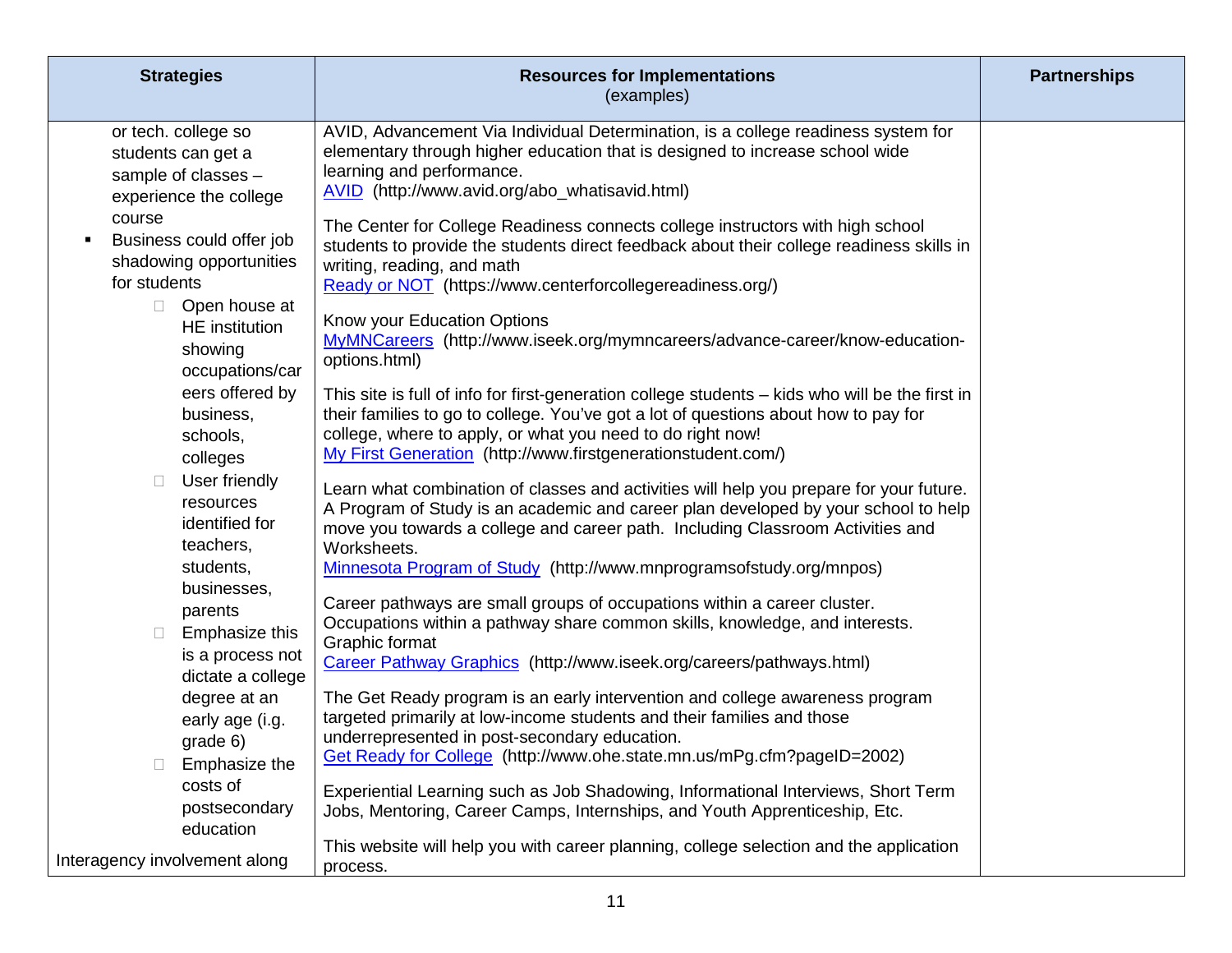| Strategies | Resources for Implementations (examples) | Partnerships |
|---|---|---|
| or tech. college so students can get a sample of classes – experience the college course<br>▪ Business could offer job shadowing opportunities for students<br>◦ Open house at HE institution showing occupations/careers offered by business, schools, colleges<br>◦ User friendly resources identified for teachers, students, businesses, parents<br>◦ Emphasize this is a process not dictate a college degree at an early age (i.g. grade 6)<br>◦ Emphasize the costs of postsecondary education<br><br>Interagency involvement along | AVID, Advancement Via Individual Determination, is a college readiness system for elementary through higher education that is designed to increase school wide learning and performance.<br>AVID (http://www.avid.org/abo_whatisavid.html)<br><br>The Center for College Readiness connects college instructors with high school students to provide the students direct feedback about their college readiness skills in writing, reading, and math<br>Ready or NOT (https://www.centerforcollegereadiness.org/)<br><br>Know your Education Options<br>MyMNCareers (http://www.iseek.org/mymncareers/advance-career/know-education-options.html)<br><br>This site is full of info for first-generation college students – kids who will be the first in their families to go to college. You've got a lot of questions about how to pay for college, where to apply, or what you need to do right now!<br>My First Generation (http://www.firstgenerationstudent.com/)<br><br>Learn what combination of classes and activities will help you prepare for your future. A Program of Study is an academic and career plan developed by your school to help move you towards a college and career path. Including Classroom Activities and Worksheets.<br>Minnesota Program of Study (http://www.mnprogramsofstudy.org/mnpos)<br><br>Career pathways are small groups of occupations within a career cluster. Occupations within a pathway share common skills, knowledge, and interests. Graphic format<br>Career Pathway Graphics (http://www.iseek.org/careers/pathways.html)<br><br>The Get Ready program is an early intervention and college awareness program targeted primarily at low-income students and their families and those underrepresented in post-secondary education.<br>Get Ready for College (http://www.ohe.state.mn.us/mPg.cfm?pageID=2002)<br><br>Experiential Learning such as Job Shadowing, Informational Interviews, Short Term Jobs, Mentoring, Career Camps, Internships, and Youth Apprenticeship, Etc.<br><br>This website will help you with career planning, college selection and the application process. | |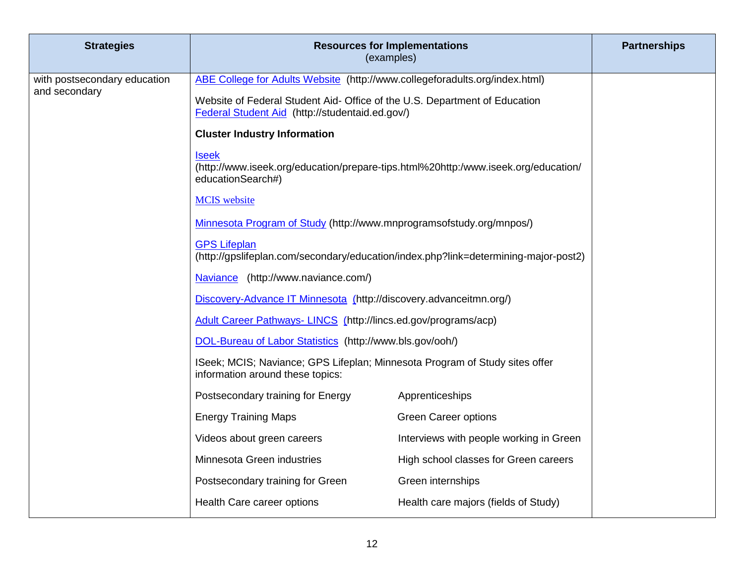| Strategies | Resources for Implementations (examples) | Partnerships |
|---|---|---|
| with postsecondary education and secondary | ABE College for Adults Website (http://www.collegeforadults.org/index.html)<br><br>Website of Federal Student Aid- Office of the U.S. Department of Education Federal Student Aid (http://studentaid.ed.gov/)<br><br>**Cluster Industry Information**<br><br>Iseek (http://www.iseek.org/education/prepare-tips.html%20http:/www.iseek.org/education/educationSearch#)<br><br>MCIS website<br><br>Minnesota Program of Study (http://www.mnprogramsofstudy.org/mnpos/)<br><br>GPS Lifeplan (http://gpslifeplan.com/secondary/education/index.php?link=determining-major-post2)<br><br>Naviance (http://www.naviance.com/)<br><br>Discovery-Advance IT Minnesota (http://discovery.advanceitmn.org/)<br><br>Adult Career Pathways- LINCS (http://lincs.ed.gov/programs/acp)<br><br>DOL-Bureau of Labor Statistics (http://www.bls.gov/ooh/)<br><br>ISeek; MCIS; Naviance; GPS Lifeplan; Minnesota Program of Study sites offer information around these topics:<br><br>Postsecondary training for Energy; Apprenticeships<br>Energy Training Maps; Green Career options<br>Videos about green careers; Interviews with people working in Green<br>Minnesota Green industries; High school classes for Green careers<br>Postsecondary training for Green; Green internships<br>Health Care career options; Health care majors (fields of Study) | |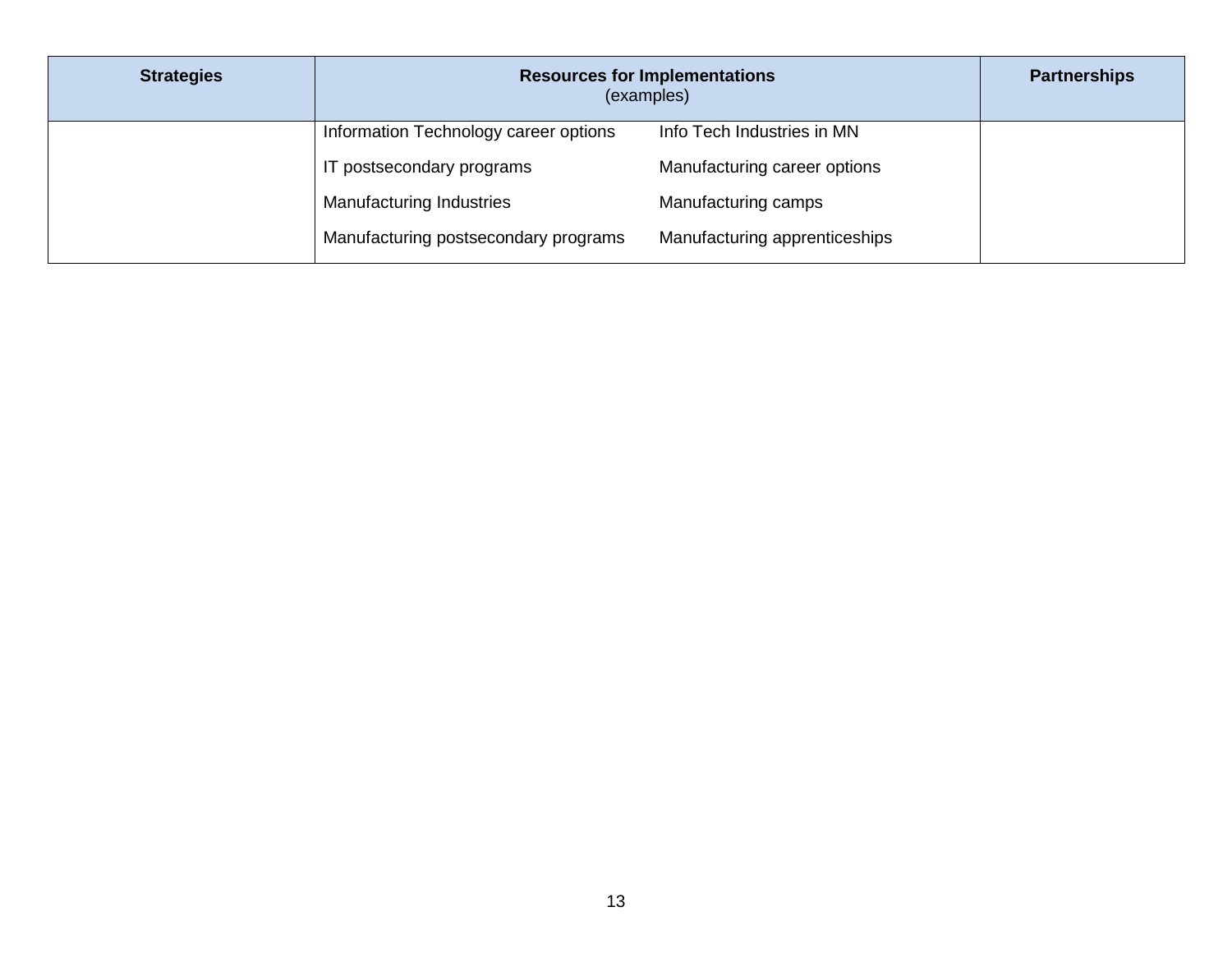| Strategies | Resources for Implementations (examples) | | Partnerships |
|---|---|---|---|
| | Information Technology career options | Info Tech Industries in MN | |
| | IT postsecondary programs | Manufacturing career options | |
| | Manufacturing Industries | Manufacturing camps | |
| | Manufacturing postsecondary programs | Manufacturing apprenticeships | |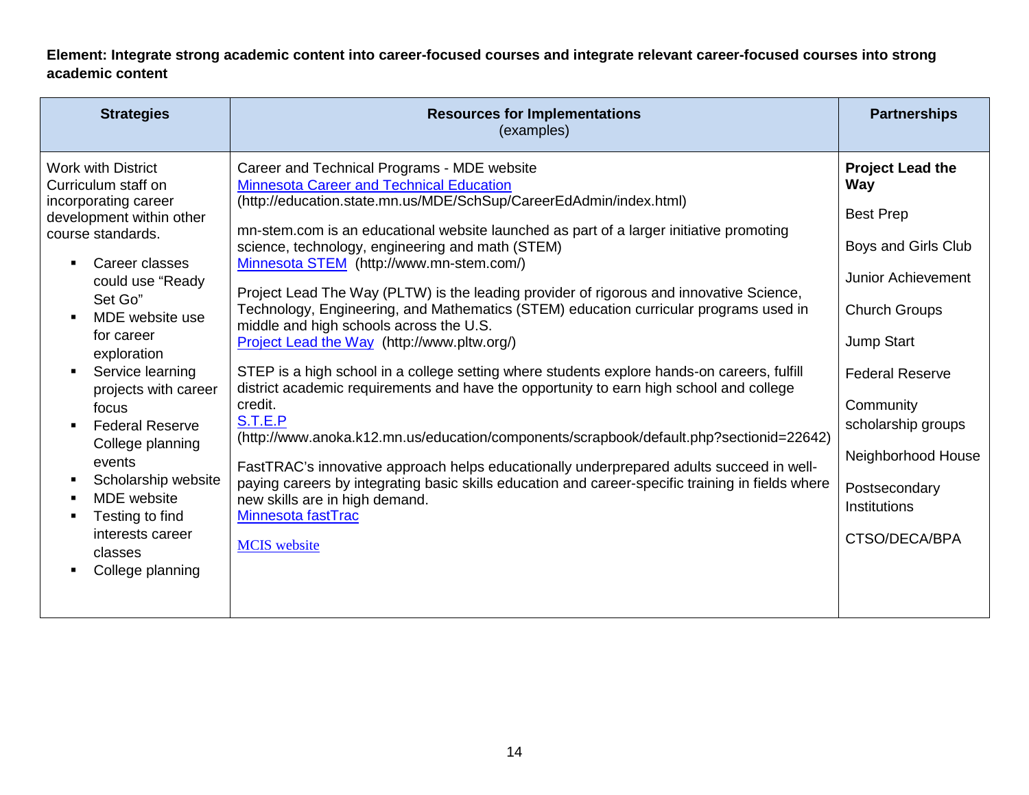**Element: Integrate strong academic content into career-focused courses and integrate relevant career-focused courses into strong academic content**

| Strategies | Resources for Implementations (examples) | Partnerships |
|---|---|---|
| Work with District Curriculum staff on incorporating career development within other course standards.<br>▪ Career classes could use "Ready Set Go"<br>▪ MDE website use for career exploration<br>▪ Service learning projects with career focus<br>▪ Federal Reserve College planning events<br>▪ Scholarship website<br>▪ MDE website<br>▪ Testing to find interests career classes<br>▪ College planning | Career and Technical Programs - MDE website<br>[Minnesota Career and Technical Education](http://education.state.mn.us/MDE/SchSup/CareerEdAdmin/index.html)<br>(http://education.state.mn.us/MDE/SchSup/CareerEdAdmin/index.html)<br><br>mn-stem.com is an educational website launched as part of a larger initiative promoting science, technology, engineering and math (STEM)<br>[Minnesota STEM](http://www.mn-stem.com/) (http://www.mn-stem.com/)<br><br>Project Lead The Way (PLTW) is the leading provider of rigorous and innovative Science, Technology, Engineering, and Mathematics (STEM) education curricular programs used in middle and high schools across the U.S.<br>[Project Lead the Way](http://www.pltw.org/) (http://www.pltw.org/)<br><br>STEP is a high school in a college setting where students explore hands-on careers, fulfill district academic requirements and have the opportunity to earn high school and college credit.<br>[S.T.E.P](http://www.anoka.k12.mn.us/education/components/scrapbook/default.php?sectionid=22642)<br>(http://www.anoka.k12.mn.us/education/components/scrapbook/default.php?sectionid=22642)<br><br>FastTRAC's innovative approach helps educationally underprepared adults succeed in well-paying careers by integrating basic skills education and career-specific training in fields where new skills are in high demand.<br>Minnesota fastTrac<br><br>MCIS website | **Project Lead the Way**<br><br>Best Prep<br><br>Boys and Girls Club<br><br>Junior Achievement<br><br>Church Groups<br><br>Jump Start<br><br>Federal Reserve<br><br>Community scholarship groups<br><br>Neighborhood House<br><br>Postsecondary Institutions<br><br>CTSO/DECA/BPA |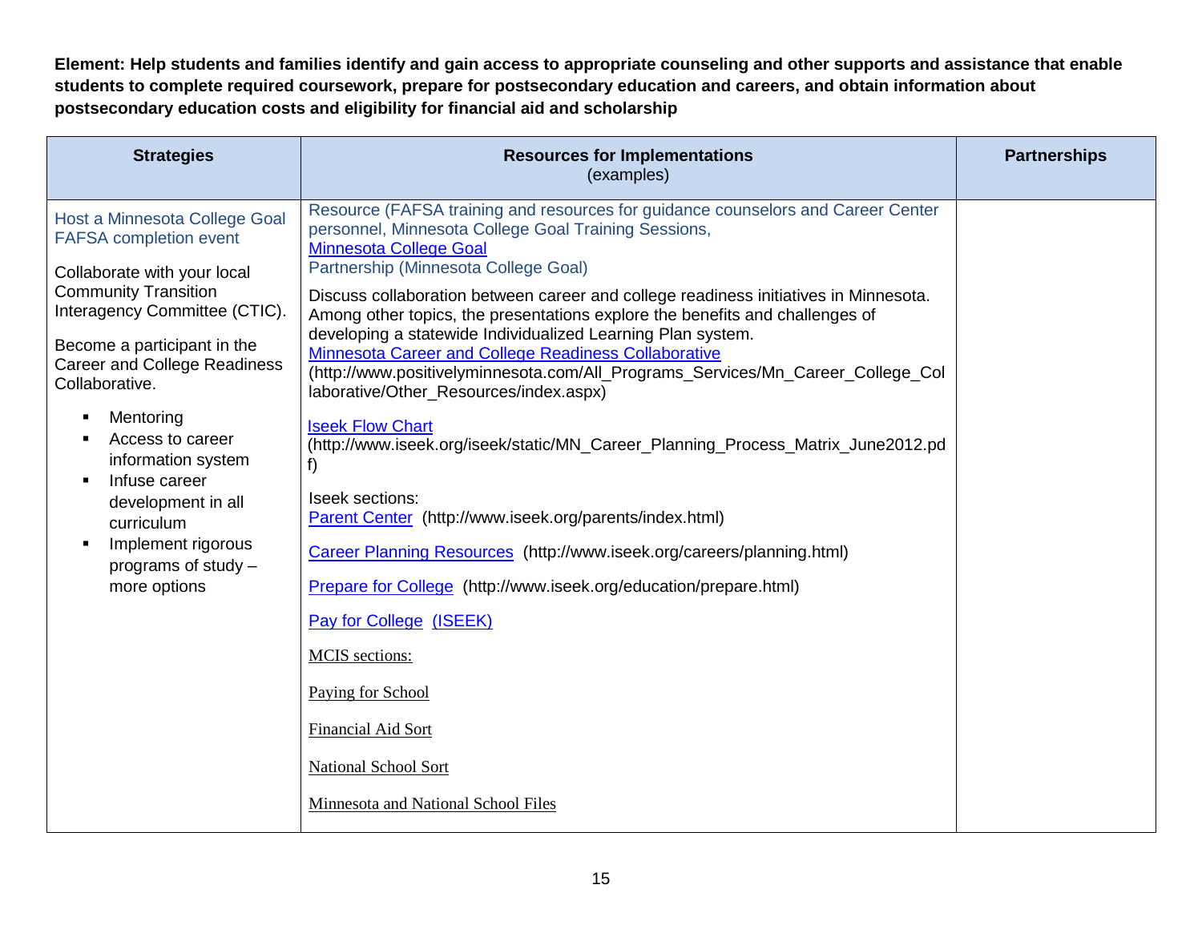**Element: Help students and families identify and gain access to appropriate counseling and other supports and assistance that enable students to complete required coursework, prepare for postsecondary education and careers, and obtain information about postsecondary education costs and eligibility for financial aid and scholarship**

| Strategies | Resources for Implementations (examples) | Partnerships |
|---|---|---|
| Host a Minnesota College Goal FAFSA completion event<br><br>Collaborate with your local Community Transition Interagency Committee (CTIC).<br><br>Become a participant in the Career and College Readiness Collaborative.<br><br>▪ Mentoring<br>▪ Access to career information system<br>▪ Infuse career development in all curriculum<br>▪ Implement rigorous programs of study – more options | Resource (FAFSA training and resources for guidance counselors and Career Center personnel, Minnesota College Goal Training Sessions, Minnesota College Goal<br>Partnership (Minnesota College Goal)<br><br>Discuss collaboration between career and college readiness initiatives in Minnesota. Among other topics, the presentations explore the benefits and challenges of developing a statewide Individualized Learning Plan system.<br>Minnesota Career and College Readiness Collaborative<br>(http://www.positivelyminnesota.com/All_Programs_Services/Mn_Career_College_Collaborative/Other_Resources/index.aspx)<br><br>Iseek Flow Chart<br>(http://www.iseek.org/iseek/static/MN_Career_Planning_Process_Matrix_June2012.pdf)<br><br>Iseek sections:<br>Parent Center (http://www.iseek.org/parents/index.html)<br><br>Career Planning Resources (http://www.iseek.org/careers/planning.html)<br><br>Prepare for College (http://www.iseek.org/education/prepare.html)<br><br>Pay for College (ISEEK)<br><br>MCIS sections:<br><br>Paying for School<br><br>Financial Aid Sort<br><br>National School Sort<br><br>Minnesota and National School Files | |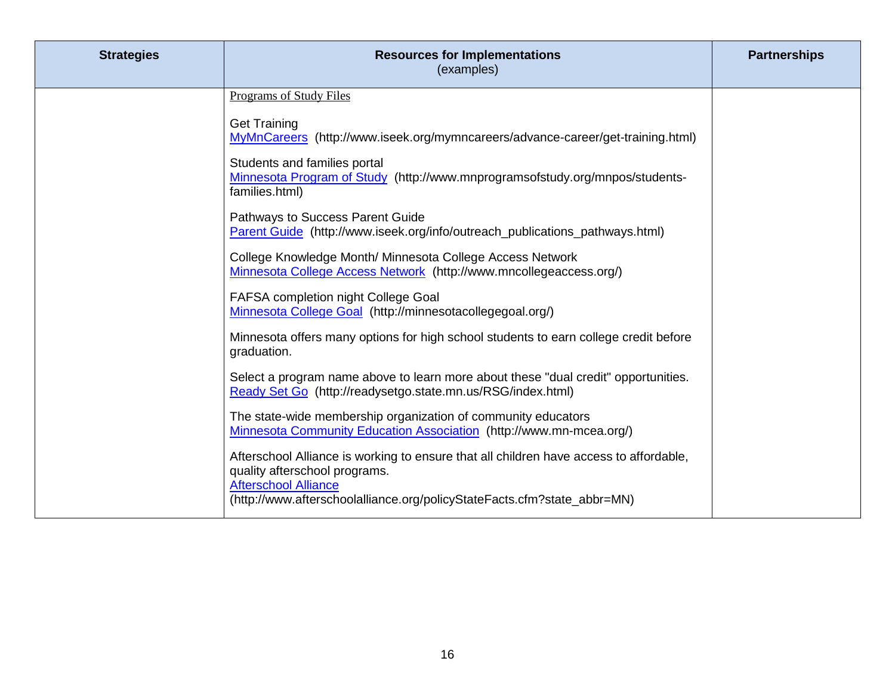| Strategies | Resources for Implementations (examples) | Partnerships |
|---|---|---|
| | Programs of Study Files<br><br>Get Training<br>MyMnCareers (http://www.iseek.org/mymncareers/advance-career/get-training.html)<br><br>Students and families portal<br>Minnesota Program of Study (http://www.mnprogramsofstudy.org/mnpos/students-families.html)<br><br>Pathways to Success Parent Guide<br>Parent Guide (http://www.iseek.org/info/outreach_publications_pathways.html)<br><br>College Knowledge Month/ Minnesota College Access Network<br>Minnesota College Access Network (http://www.mncollegeaccess.org/)<br><br>FAFSA completion night College Goal<br>Minnesota College Goal (http://minnesotacollegegoal.org/)<br><br>Minnesota offers many options for high school students to earn college credit before graduation.<br><br>Select a program name above to learn more about these "dual credit" opportunities.<br>Ready Set Go (http://readysetgo.state.mn.us/RSG/index.html)<br><br>The state-wide membership organization of community educators<br>Minnesota Community Education Association (http://www.mn-mcea.org/)<br><br>Afterschool Alliance is working to ensure that all children have access to affordable, quality afterschool programs.<br>Afterschool Alliance<br>(http://www.afterschoolalliance.org/policyStateFacts.cfm?state_abbr=MN) | |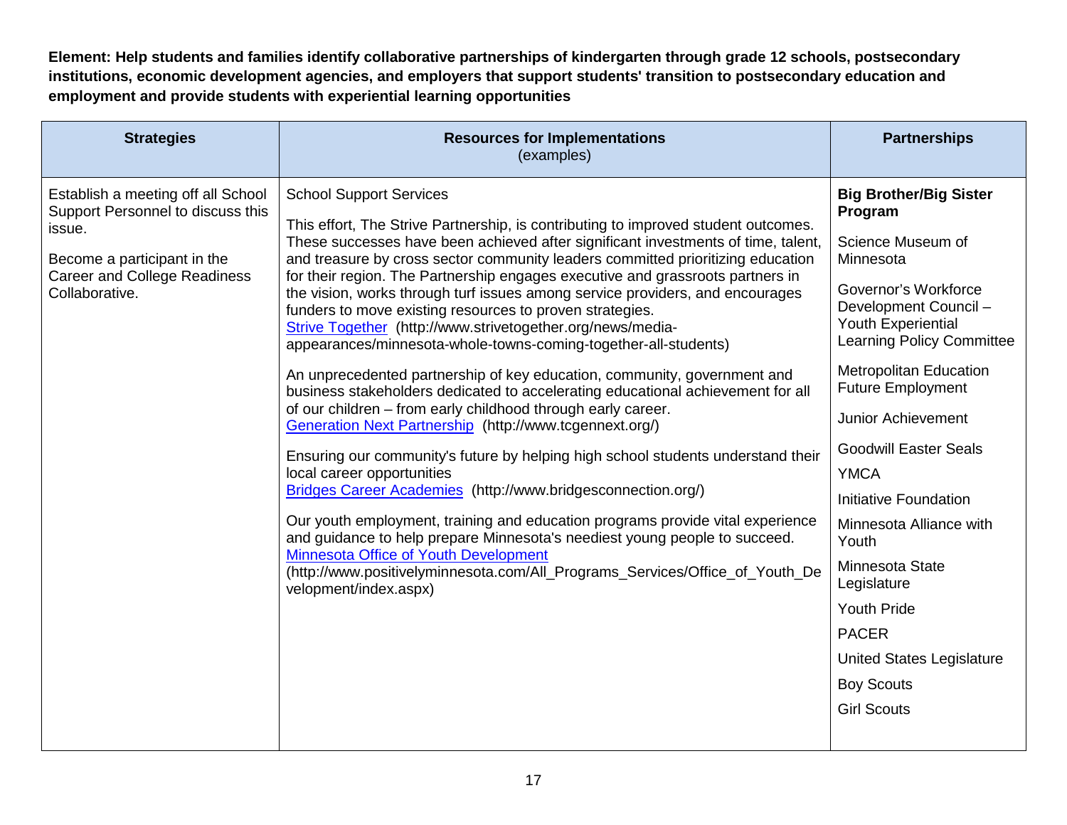**Element: Help students and families identify collaborative partnerships of kindergarten through grade 12 schools, postsecondary institutions, economic development agencies, and employers that support students' transition to postsecondary education and employment and provide students with experiential learning opportunities**

| Strategies | Resources for Implementations (examples) | Partnerships |
|---|---|---|
| Establish a meeting off all School Support Personnel to discuss this issue.<br><br>Become a participant in the Career and College Readiness Collaborative. | School Support Services<br><br>This effort, The Strive Partnership, is contributing to improved student outcomes. These successes have been achieved after significant investments of time, talent, and treasure by cross sector community leaders committed prioritizing education for their region. The Partnership engages executive and grassroots partners in the vision, works through turf issues among service providers, and encourages funders to move existing resources to proven strategies.<br>[Strive Together](http://www.strivetogether.org/news/media-appearances/minnesota-whole-towns-coming-together-all-students) (http://www.strivetogether.org/news/media-appearances/minnesota-whole-towns-coming-together-all-students)<br><br>An unprecedented partnership of key education, community, government and business stakeholders dedicated to accelerating educational achievement for all of our children – from early childhood through early career.<br>[Generation Next Partnership](http://www.tcgennext.org/) (http://www.tcgennext.org/)<br><br>Ensuring our community's future by helping high school students understand their local career opportunities<br>[Bridges Career Academies](http://www.bridgesconnection.org/) (http://www.bridgesconnection.org/)<br><br>Our youth employment, training and education programs provide vital experience and guidance to help prepare Minnesota's neediest young people to succeed.<br>[Minnesota Office of Youth Development](http://www.positivelyminnesota.com/All_Programs_Services/Office_of_Youth_Development/index.aspx) (http://www.positivelyminnesota.com/All_Programs_Services/Office_of_Youth_Development/index.aspx) | **Big Brother/Big Sister Program**<br><br>Science Museum of Minnesota<br><br>Governor's Workforce Development Council – Youth Experiential Learning Policy Committee<br><br>Metropolitan Education Future Employment<br><br>Junior Achievement<br><br>Goodwill Easter Seals<br><br>YMCA<br><br>Initiative Foundation<br><br>Minnesota Alliance with Youth<br><br>Minnesota State Legislature<br><br>Youth Pride<br><br>PACER<br><br>United States Legislature<br><br>Boy Scouts<br><br>Girl Scouts |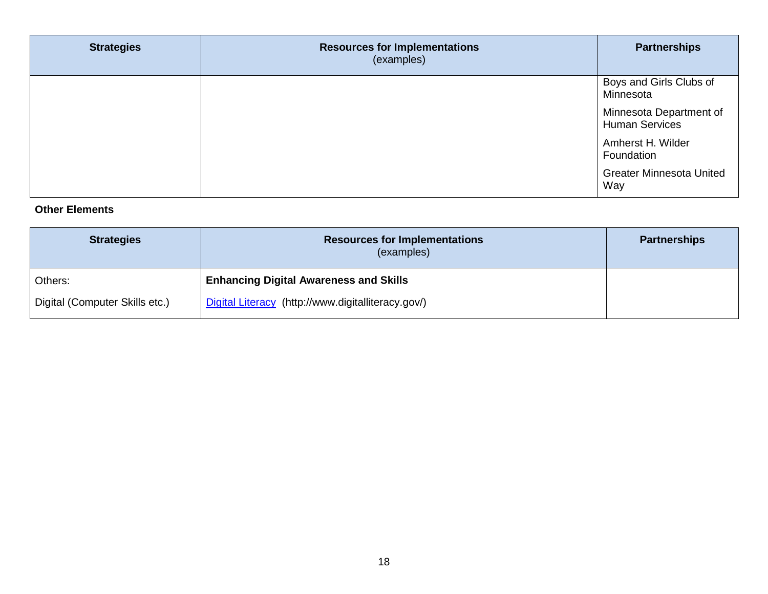| Strategies | Resources for Implementations (examples) | Partnerships |
| --- | --- | --- |
| | | Boys and Girls Clubs of Minnesota<br>Minnesota Department of Human Services<br>Amherst H. Wilder Foundation<br>Greater Minnesota United Way |

**Other Elements**

| Strategies | Resources for Implementations (examples) | Partnerships |
| --- | --- | --- |
| Others:<br>Digital (Computer Skills etc.) | **Enhancing Digital Awareness and Skills**<br>Digital Literacy (http://www.digitalliteracy.gov/) | |